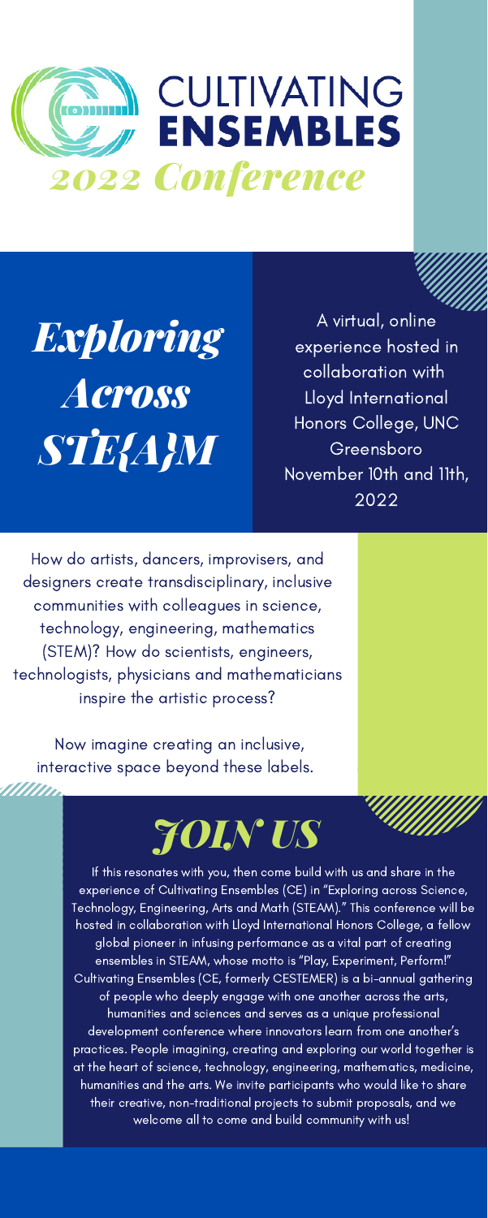# CULTIVATING ENSEMBLES

## *2022 Conference*

## *Exploring Across STE{A}M*

A virtual, online experience hosted in collaboration with Lloyd International Honors College, UNC Greensboro November 10th and 11th, 2022

How do artists, dancers, improvisers, and designers create transdisciplinary, inclusive communities with colleagues in science, technology, engineering, mathematics (STEM)? How do scientists, engineers, technologists, physicians and mathematicians inspire the artistic process?

Now imagine creating an inclusive, interactive space beyond these labels.

## *JOIN US*

If this resonates with you, then come build with us and share in the experience of Cultivating Ensembles (CE) in "Exploring across Science, Technology, Engineering, Arts and Math (STEAM)." This conference will be hosted in collaboration with Lloyd International Honors College, a fellow global pioneer in infusing performance as a vital part of creating ensembles in STEAM, whose motto is "Play, Experiment, Perform!" Cultivating Ensembles (CE, formerly CESTEMER) is a bi-annual gathering of people who deeply engage with one another across the arts, humanities and sciences and serves as a unique professional development conference where innovators learn from one another's practices. People imagining, creating and exploring our world together is at the heart of science, technology, engineering, mathematics, medicine, humanities and the arts. We invite participants who would like to share their creative, non-traditional projects to submit proposals, and we welcome all to come and build community with us!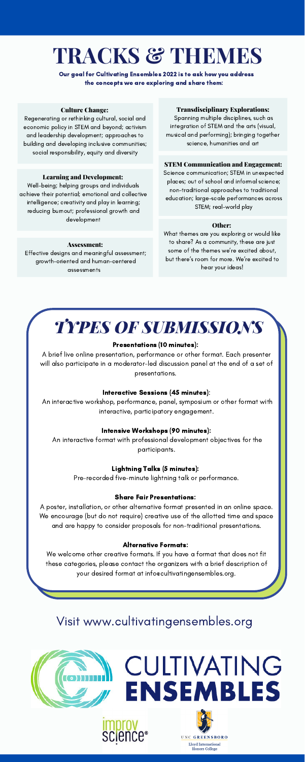# TRACKS & THEMES

**Our goal for Cultivating Ensembles 2022 is to ask how you address the concepts we are exploring and share them:**

### Culture Change:

Regenerating or rethinking cultural, social and economic policy in STEM and beyond; activism and leadership development; approaches to building and developing inclusive communities; social responsibility, equity and diversity

### Learning and Development:

Well-being; helping groups and individuals achieve their potential; emotional and collective intelligence; creativity and play in learning; reducing burnout; professional growth and development

### Assessment:

Effective designs and meaningful assessment; growth-oriented and human-centered assessments

### Transdisciplinary Explorations:

Spanning multiple disciplines, such as integration of STEM and the arts (visual, musical and performing); bringing together science, humanities and art

### STEM Communication and Engagement:

Science communication; STEM in unexpected places; out of school and informal science; non-traditional approaches to traditional education; large-scale performances across STEM; real-world play

### Other:

What themes are you exploring or would like to share? As a community, these are just some of the themes we're excited about, but there's room for more. We're excited to hear your ideas!

# *TYPES OF SUBMISSIONS*

### Presentations (10 minutes):

A brief live online presentation, performance or other format. Each presenter will also participate in a moderator-led discussion panel at the end of a set of presentations.

### Interactive Sessions (45 minutes):

An interactive workshop, performance, panel, symposium or other format with interactive, participatory engagement.

### Intensive Workshops (90 minutes):

An interactive format with professional development objectives for the participants.

### Lightning Talks (5 minutes):

Pre-recorded five-minute lightning talk or performance.

### Share Fair Presentations:

A poster, installation, or other alternative format presented in an online space. We encourage (but do not require) creative use of the allotted time and space and are happy to consider proposals for non-traditional presentations.

### Alternative Formats:

We welcome other creative formats. If you have a format that does not fit these categories, please contact the organizers with a brief description of your desired format at info@cultivatingensembles.org.

## Visit www.cultivatingensembles.org

CULTIVATING ENSEMBLES

improv science®

UNC GREENSBORO
Lloyd International Honors College